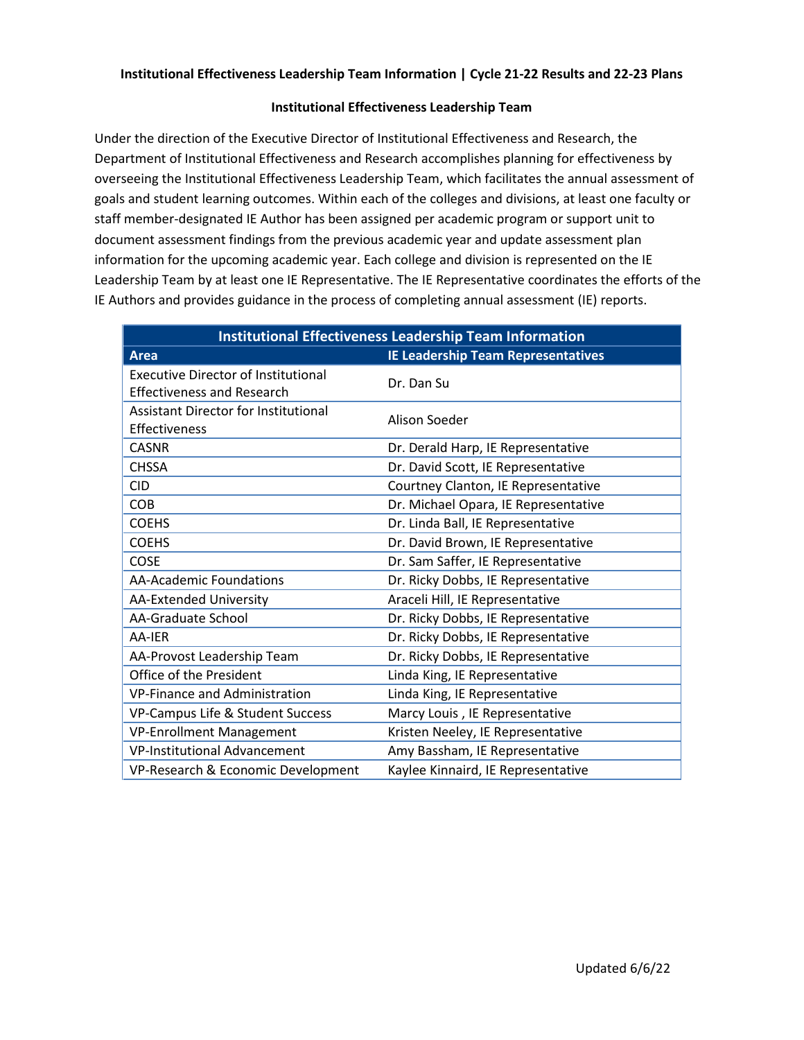**Institutional Effectiveness Leadership Team Information | Cycle 21-22 Results and 22-23 Plans**

## Institutional Effectiveness Leadership Team

Under the direction of the Executive Director of Institutional Effectiveness and Research, the Department of Institutional Effectiveness and Research accomplishes planning for effectiveness by overseeing the Institutional Effectiveness Leadership Team, which facilitates the annual assessment of goals and student learning outcomes. Within each of the colleges and divisions, at least one faculty or staff member-designated IE Author has been assigned per academic program or support unit to document assessment findings from the previous academic year and update assessment plan information for the upcoming academic year. Each college and division is represented on the IE Leadership Team by at least one IE Representative. The IE Representative coordinates the efforts of the IE Authors and provides guidance in the process of completing annual assessment (IE) reports.

| Institutional Effectiveness Leadership Team Information | |
|---|---|
| **Area** | **IE Leadership Team Representatives** |
| Executive Director of Institutional Effectiveness and Research | Dr. Dan Su |
| Assistant Director for Institutional Effectiveness | Alison Soeder |
| CASNR | Dr. Derald Harp, IE Representative |
| CHSSA | Dr. David Scott, IE Representative |
| CID | Courtney Clanton, IE Representative |
| COB | Dr. Michael Opara, IE Representative |
| COEHS | Dr. Linda Ball, IE Representative |
| COEHS | Dr. David Brown, IE Representative |
| COSE | Dr. Sam Saffer, IE Representative |
| AA-Academic Foundations | Dr. Ricky Dobbs, IE Representative |
| AA-Extended University | Araceli Hill, IE Representative |
| AA-Graduate School | Dr. Ricky Dobbs, IE Representative |
| AA-IER | Dr. Ricky Dobbs, IE Representative |
| AA-Provost Leadership Team | Dr. Ricky Dobbs, IE Representative |
| Office of the President | Linda King, IE Representative |
| VP-Finance and Administration | Linda King, IE Representative |
| VP-Campus Life & Student Success | Marcy Louis , IE Representative |
| VP-Enrollment Management | Kristen Neeley, IE Representative |
| VP-Institutional Advancement | Amy Bassham, IE Representative |
| VP-Research & Economic Development | Kaylee Kinnaird, IE Representative |

Updated 6/6/22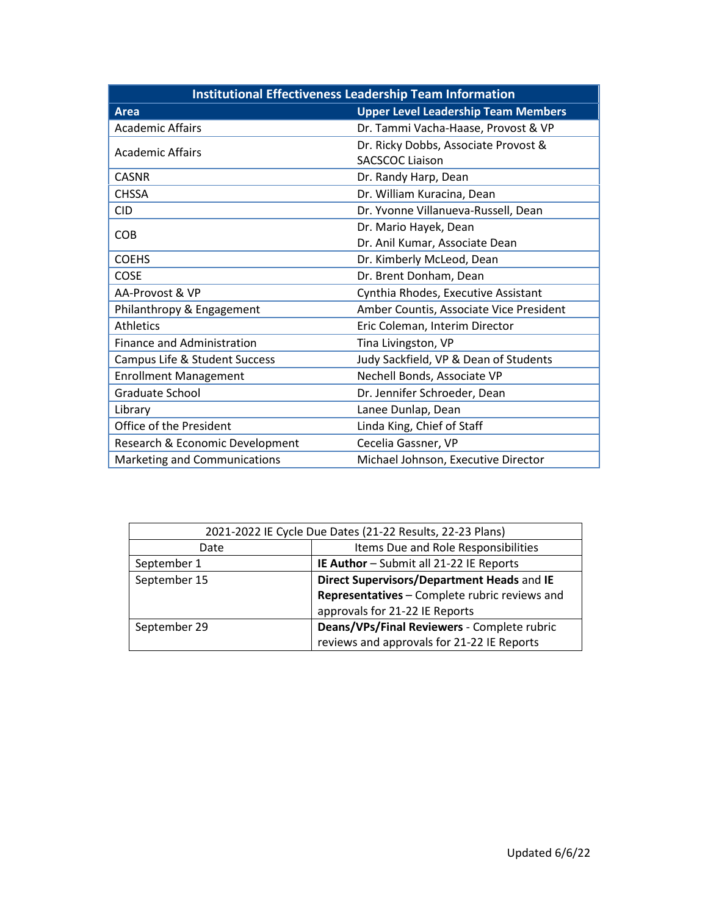| Institutional Effectiveness Leadership Team Information | |
|---|---|
| **Area** | **Upper Level Leadership Team Members** |
| Academic Affairs | Dr. Tammi Vacha-Haase, Provost & VP |
| Academic Affairs | Dr. Ricky Dobbs, Associate Provost & SACSCOC Liaison |
| CASNR | Dr. Randy Harp, Dean |
| CHSSA | Dr. William Kuracina, Dean |
| CID | Dr. Yvonne Villanueva-Russell, Dean |
| COB | Dr. Mario Hayek, Dean<br>Dr. Anil Kumar, Associate Dean |
| COEHS | Dr. Kimberly McLeod, Dean |
| COSE | Dr. Brent Donham, Dean |
| AA-Provost & VP | Cynthia Rhodes, Executive Assistant |
| Philanthropy & Engagement | Amber Countis, Associate Vice President |
| Athletics | Eric Coleman, Interim Director |
| Finance and Administration | Tina Livingston, VP |
| Campus Life & Student Success | Judy Sackfield, VP & Dean of Students |
| Enrollment Management | Nechell Bonds, Associate VP |
| Graduate School | Dr. Jennifer Schroeder, Dean |
| Library | Lanee Dunlap, Dean |
| Office of the President | Linda King, Chief of Staff |
| Research & Economic Development | Cecelia Gassner, VP |
| Marketing and Communications | Michael Johnson, Executive Director |

| 2021-2022 IE Cycle Due Dates (21-22 Results, 22-23 Plans) | |
|---|---|
| Date | Items Due and Role Responsibilities |
| September 1 | **IE Author** – Submit all 21-22 IE Reports |
| September 15 | **Direct Supervisors/Department Heads** and **IE Representatives** – Complete rubric reviews and approvals for 21-22 IE Reports |
| September 29 | **Deans/VPs/Final Reviewers** - Complete rubric reviews and approvals for 21-22 IE Reports |

Updated 6/6/22